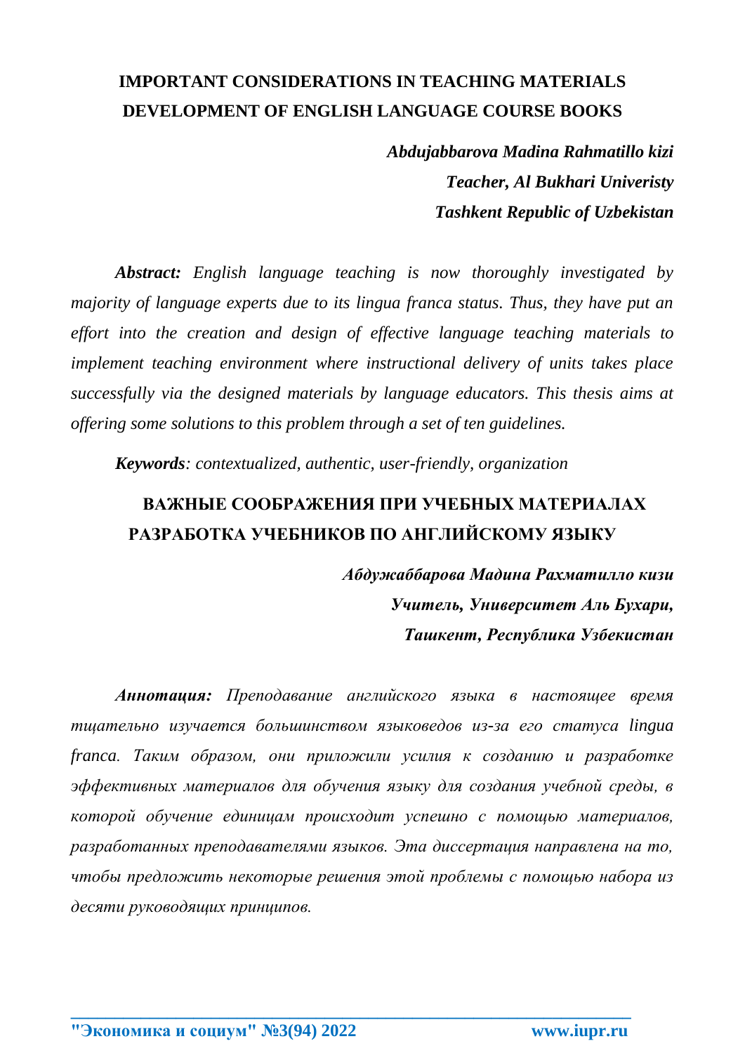# IMPORTANT CONSIDERATIONS IN TEACHING MATERIALS DEVELOPMENT OF ENGLISH LANGUAGE COURSE BOOKS

***Abdujabbarova Madina Rahmatillo kizi***
***Teacher, Al Bukhari Univeristy***
***Tashkent Republic of Uzbekistan***

***Abstract:*** *English language teaching is now thoroughly investigated by majority of language experts due to its lingua franca status. Thus, they have put an effort into the creation and design of effective language teaching materials to implement teaching environment where instructional delivery of units takes place successfully via the designed materials by language educators. This thesis aims at offering some solutions to this problem through a set of ten guidelines.*

***Keywords****: contextualized, authentic, user-friendly, organization*

# ВАЖНЫЕ СООБРАЖЕНИЯ ПРИ УЧЕБНЫХ МАТЕРИАЛАХ РАЗРАБОТКА УЧЕБНИКОВ ПО АНГЛИЙСКОМУ ЯЗЫКУ

***Абдужаббарова Мадина Рахматилло кизи***
***Учитель, Университет Аль Бухари,***
***Ташкент, Республика Узбекистан***

***Аннотация:*** *Преподавание английского языка в настоящее время тщательно изучается большинством языковедов из-за его статуса lingua franca. Таким образом, они приложили усилия к созданию и разработке эффективных материалов для обучения языку для создания учебной среды, в которой обучение единицам происходит успешно с помощью материалов, разработанных преподавателями языков. Эта диссертация направлена на то, чтобы предложить некоторые решения этой проблемы с помощью набора из десяти руководящих принципов.*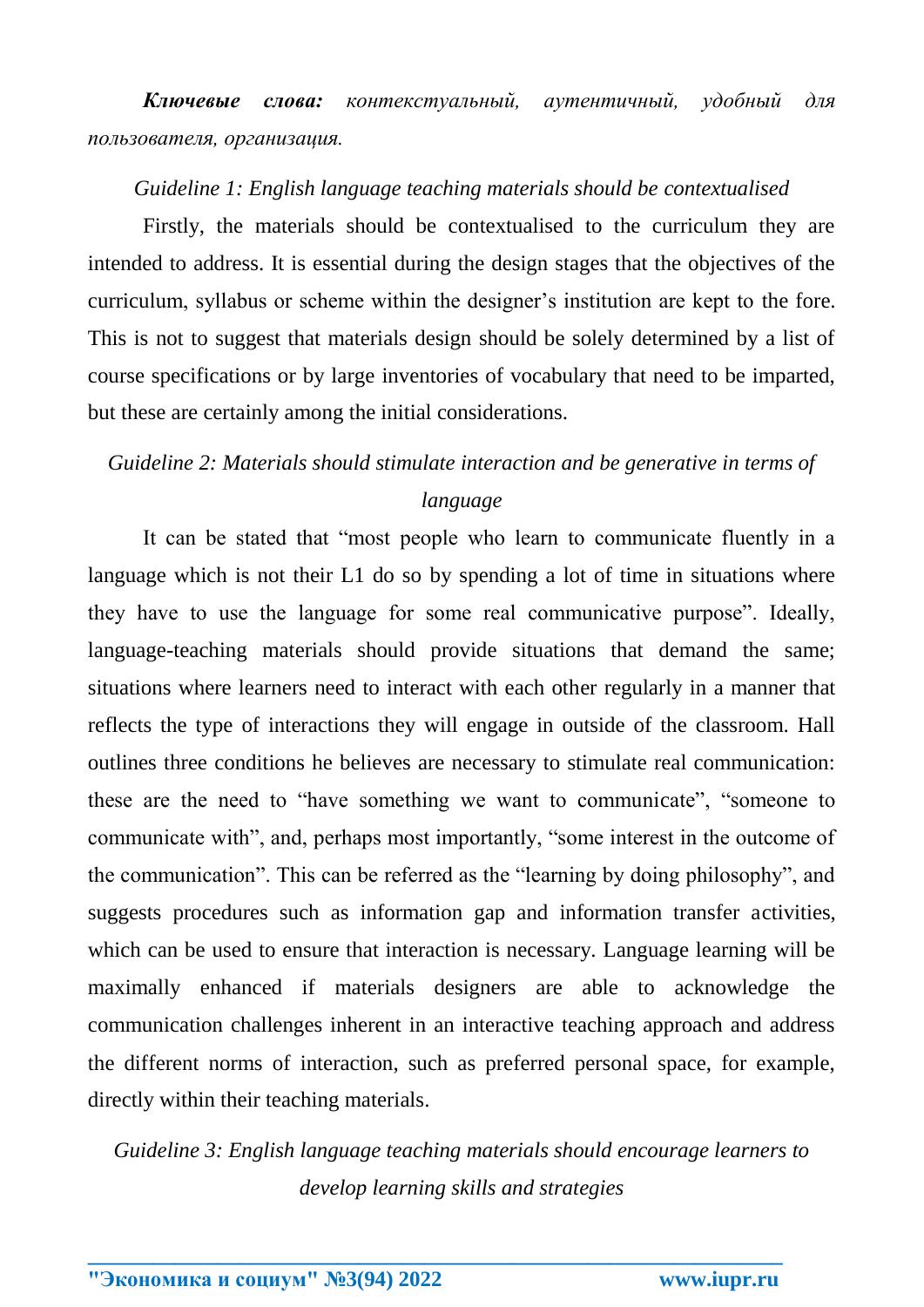***Ключевые слова:*** *контекстуальный, аутентичный, удобный для пользователя, организация.*

*Guideline 1: English language teaching materials should be contextualised*

Firstly, the materials should be contextualised to the curriculum they are intended to address. It is essential during the design stages that the objectives of the curriculum, syllabus or scheme within the designer's institution are kept to the fore. This is not to suggest that materials design should be solely determined by a list of course specifications or by large inventories of vocabulary that need to be imparted, but these are certainly among the initial considerations.

*Guideline 2: Materials should stimulate interaction and be generative in terms of language*

It can be stated that "most people who learn to communicate fluently in a language which is not their L1 do so by spending a lot of time in situations where they have to use the language for some real communicative purpose". Ideally, language-teaching materials should provide situations that demand the same; situations where learners need to interact with each other regularly in a manner that reflects the type of interactions they will engage in outside of the classroom. Hall outlines three conditions he believes are necessary to stimulate real communication: these are the need to "have something we want to communicate", "someone to communicate with", and, perhaps most importantly, "some interest in the outcome of the communication". This can be referred as the "learning by doing philosophy", and suggests procedures such as information gap and information transfer activities, which can be used to ensure that interaction is necessary. Language learning will be maximally enhanced if materials designers are able to acknowledge the communication challenges inherent in an interactive teaching approach and address the different norms of interaction, such as preferred personal space, for example, directly within their teaching materials.

*Guideline 3: English language teaching materials should encourage learners to develop learning skills and strategies*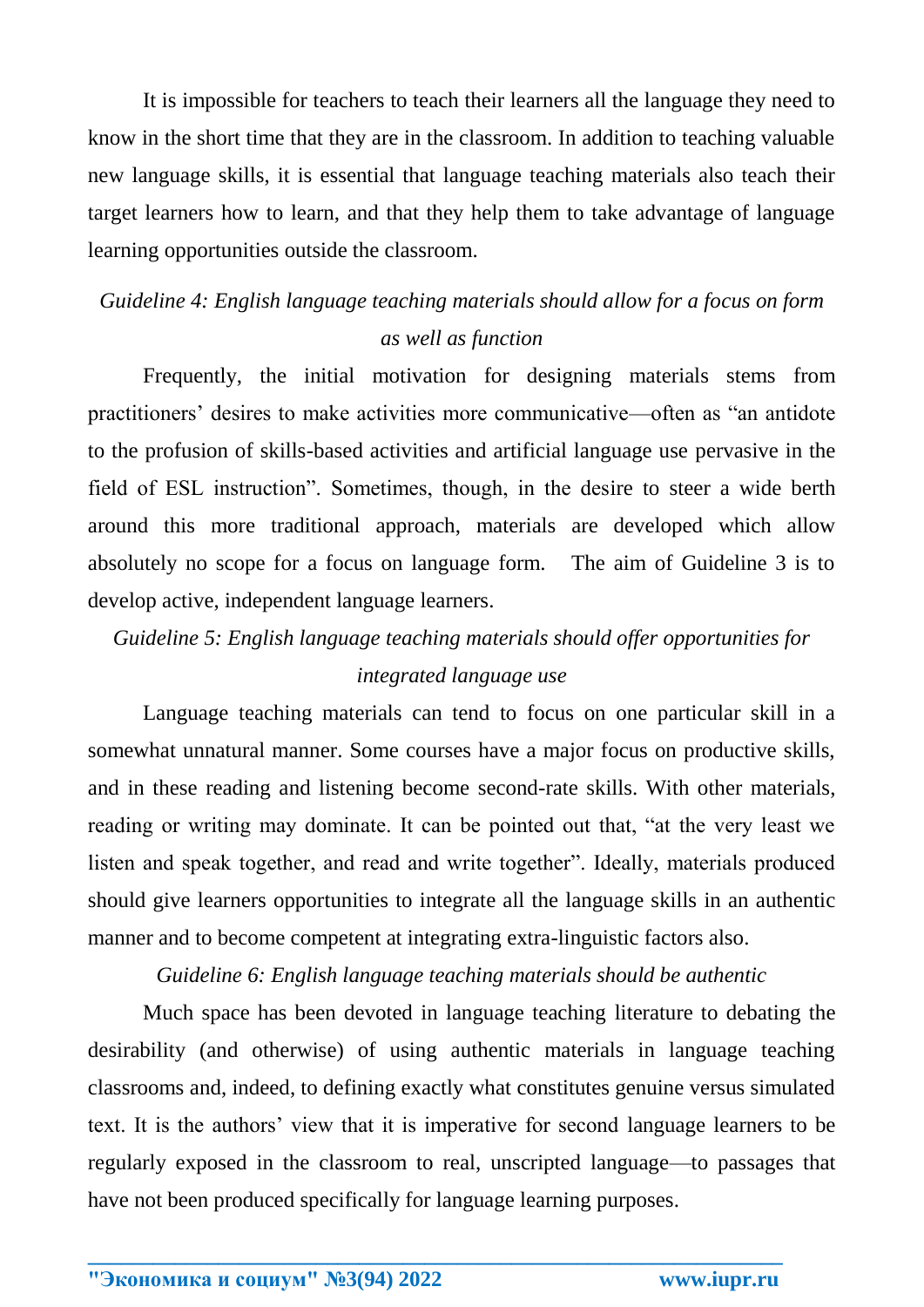It is impossible for teachers to teach their learners all the language they need to know in the short time that they are in the classroom. In addition to teaching valuable new language skills, it is essential that language teaching materials also teach their target learners how to learn, and that they help them to take advantage of language learning opportunities outside the classroom.

*Guideline 4: English language teaching materials should allow for a focus on form as well as function*

Frequently, the initial motivation for designing materials stems from practitioners' desires to make activities more communicative—often as "an antidote to the profusion of skills-based activities and artificial language use pervasive in the field of ESL instruction". Sometimes, though, in the desire to steer a wide berth around this more traditional approach, materials are developed which allow absolutely no scope for a focus on language form. The aim of Guideline 3 is to develop active, independent language learners.

*Guideline 5: English language teaching materials should offer opportunities for integrated language use*

Language teaching materials can tend to focus on one particular skill in a somewhat unnatural manner. Some courses have a major focus on productive skills, and in these reading and listening become second-rate skills. With other materials, reading or writing may dominate. It can be pointed out that, "at the very least we listen and speak together, and read and write together". Ideally, materials produced should give learners opportunities to integrate all the language skills in an authentic manner and to become competent at integrating extra-linguistic factors also.

*Guideline 6: English language teaching materials should be authentic*

Much space has been devoted in language teaching literature to debating the desirability (and otherwise) of using authentic materials in language teaching classrooms and, indeed, to defining exactly what constitutes genuine versus simulated text. It is the authors' view that it is imperative for second language learners to be regularly exposed in the classroom to real, unscripted language—to passages that have not been produced specifically for language learning purposes.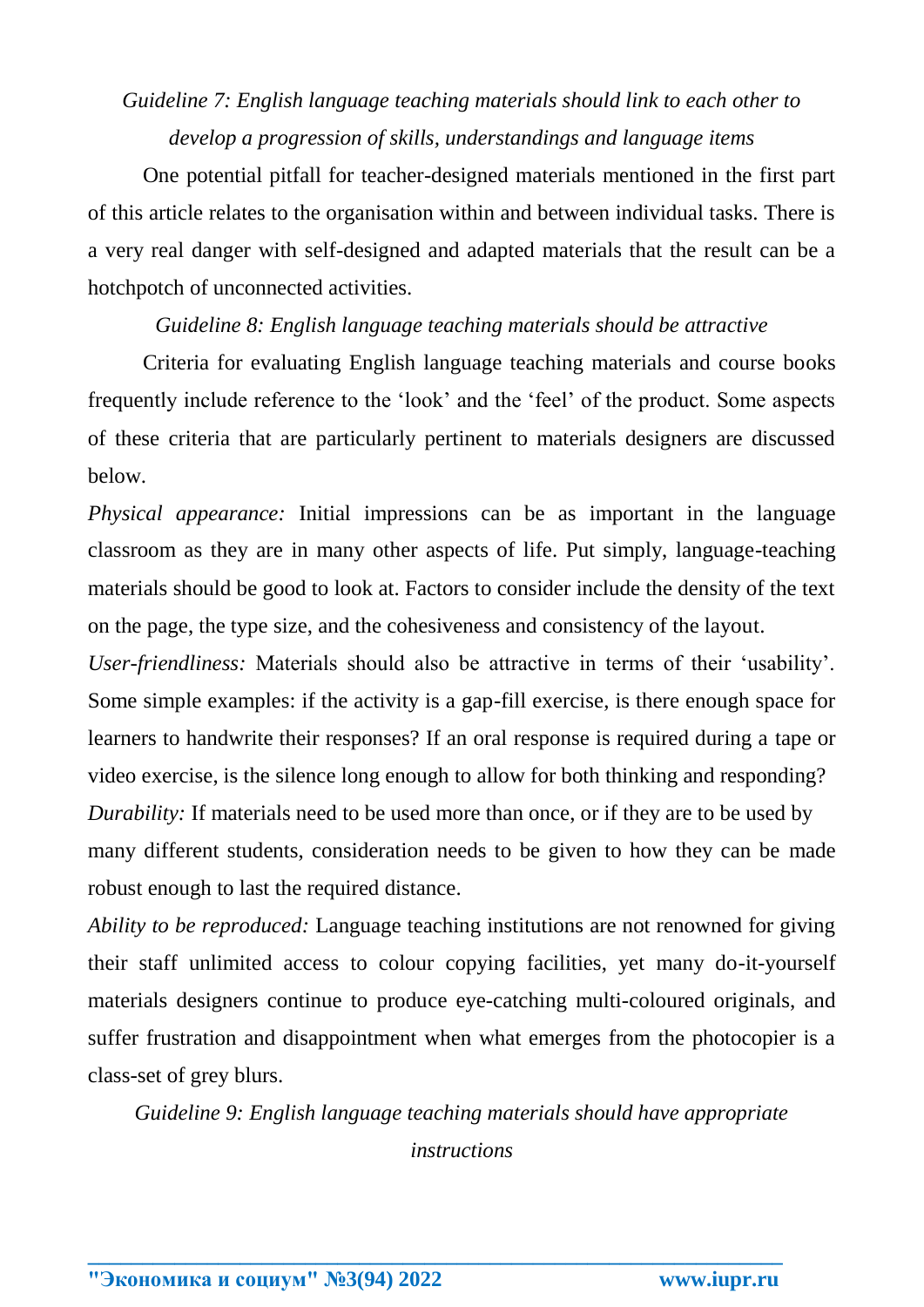*Guideline 7: English language teaching materials should link to each other to develop a progression of skills, understandings and language items*

One potential pitfall for teacher-designed materials mentioned in the first part of this article relates to the organisation within and between individual tasks. There is a very real danger with self-designed and adapted materials that the result can be a hotchpotch of unconnected activities.

*Guideline 8: English language teaching materials should be attractive*

Criteria for evaluating English language teaching materials and course books frequently include reference to the 'look' and the 'feel' of the product. Some aspects of these criteria that are particularly pertinent to materials designers are discussed below.

*Physical appearance:* Initial impressions can be as important in the language classroom as they are in many other aspects of life. Put simply, language-teaching materials should be good to look at. Factors to consider include the density of the text on the page, the type size, and the cohesiveness and consistency of the layout.

*User-friendliness:* Materials should also be attractive in terms of their 'usability'. Some simple examples: if the activity is a gap-fill exercise, is there enough space for learners to handwrite their responses? If an oral response is required during a tape or video exercise, is the silence long enough to allow for both thinking and responding?

*Durability:* If materials need to be used more than once, or if they are to be used by many different students, consideration needs to be given to how they can be made robust enough to last the required distance.

*Ability to be reproduced:* Language teaching institutions are not renowned for giving their staff unlimited access to colour copying facilities, yet many do-it-yourself materials designers continue to produce eye-catching multi-coloured originals, and suffer frustration and disappointment when what emerges from the photocopier is a class-set of grey blurs.

*Guideline 9: English language teaching materials should have appropriate instructions*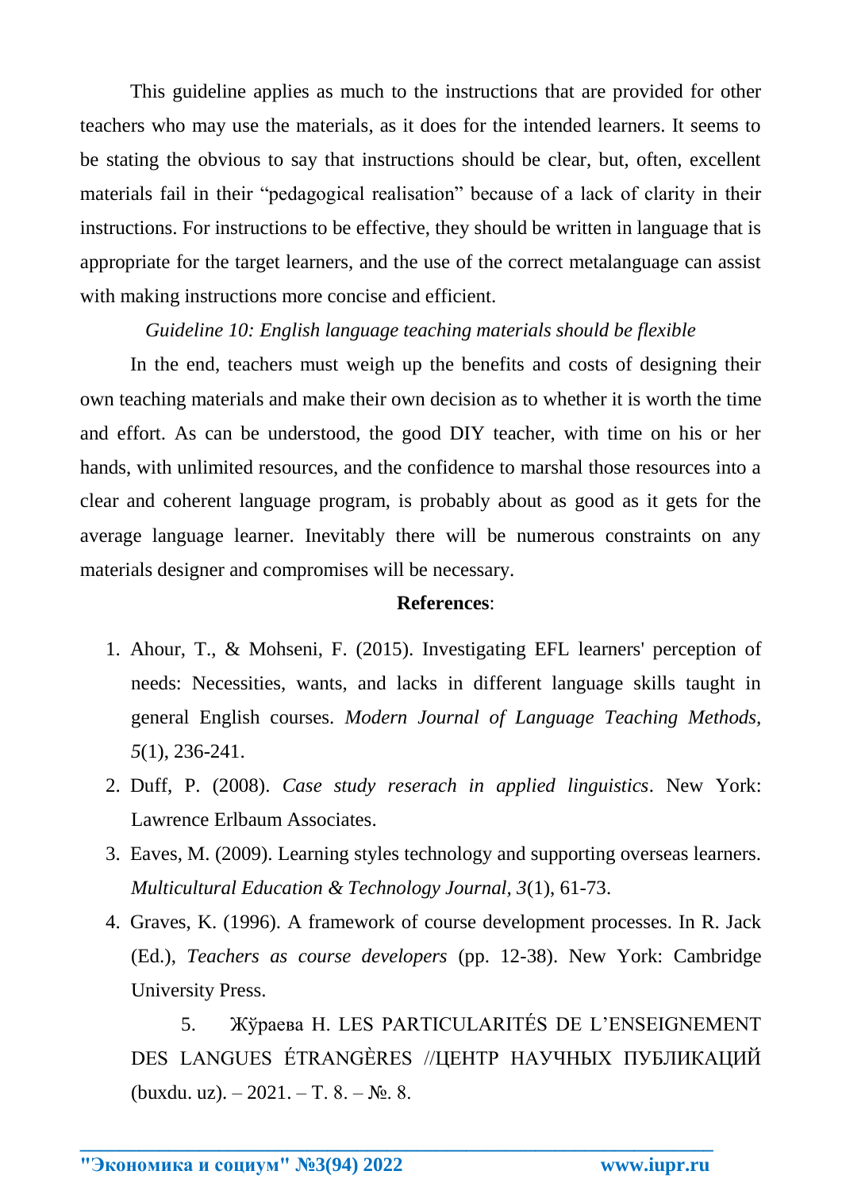This guideline applies as much to the instructions that are provided for other teachers who may use the materials, as it does for the intended learners. It seems to be stating the obvious to say that instructions should be clear, but, often, excellent materials fail in their "pedagogical realisation" because of a lack of clarity in their instructions. For instructions to be effective, they should be written in language that is appropriate for the target learners, and the use of the correct metalanguage can assist with making instructions more concise and efficient.

*Guideline 10: English language teaching materials should be flexible*

In the end, teachers must weigh up the benefits and costs of designing their own teaching materials and make their own decision as to whether it is worth the time and effort. As can be understood, the good DIY teacher, with time on his or her hands, with unlimited resources, and the confidence to marshal those resources into a clear and coherent language program, is probably about as good as it gets for the average language learner. Inevitably there will be numerous constraints on any materials designer and compromises will be necessary.

**References**:

1. Ahour, T., & Mohseni, F. (2015). Investigating EFL learners' perception of needs: Necessities, wants, and lacks in different language skills taught in general English courses. *Modern Journal of Language Teaching Methods, 5*(1), 236-241.
2. Duff, P. (2008). *Case study reserach in applied linguistics*. New York: Lawrence Erlbaum Associates.
3. Eaves, M. (2009). Learning styles technology and supporting overseas learners. *Multicultural Education & Technology Journal, 3*(1), 61-73.
4. Graves, K. (1996). A framework of course development processes. In R. Jack (Ed.), *Teachers as course developers* (pp. 12-38). New York: Cambridge University Press.
5. Жўраева Н. LES PARTICULARITÉS DE L'ENSEIGNEMENT DES LANGUES ÉTRANGÈRES //ЦЕНТР НАУЧНЫХ ПУБЛИКАЦИЙ (buxdu. uz). – 2021. – Т. 8. – №. 8.